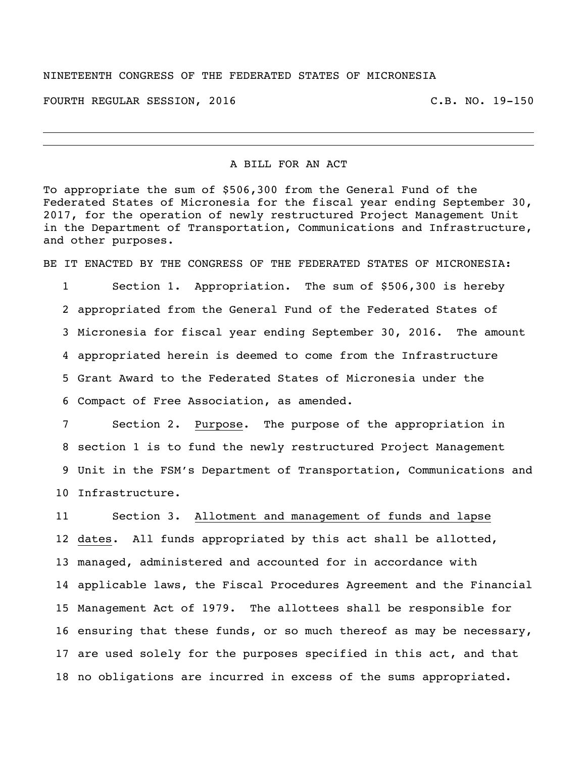NINETEENTH CONGRESS OF THE FEDERATED STATES OF MICRONESIA

FOURTH REGULAR SESSION, 2016 C.B. NO. 19-150

---

A BILL FOR AN ACT

To appropriate the sum of $506,300 from the General Fund of the Federated States of Micronesia for the fiscal year ending September 30, 2017, for the operation of newly restructured Project Management Unit in the Department of Transportation, Communications and Infrastructure, and other purposes.

BE IT ENACTED BY THE CONGRESS OF THE FEDERATED STATES OF MICRONESIA:

1 Section 1. Appropriation. The sum of $506,300 is hereby
2 appropriated from the General Fund of the Federated States of
3 Micronesia for fiscal year ending September 30, 2016. The amount
4 appropriated herein is deemed to come from the Infrastructure
5 Grant Award to the Federated States of Micronesia under the
6 Compact of Free Association, as amended.

7 Section 2. Purpose. The purpose of the appropriation in
8 section 1 is to fund the newly restructured Project Management
9 Unit in the FSM's Department of Transportation, Communications and
10 Infrastructure.

11 Section 3. Allotment and management of funds and lapse
12 dates. All funds appropriated by this act shall be allotted,
13 managed, administered and accounted for in accordance with
14 applicable laws, the Fiscal Procedures Agreement and the Financial
15 Management Act of 1979. The allottees shall be responsible for
16 ensuring that these funds, or so much thereof as may be necessary,
17 are used solely for the purposes specified in this act, and that
18 no obligations are incurred in excess of the sums appropriated.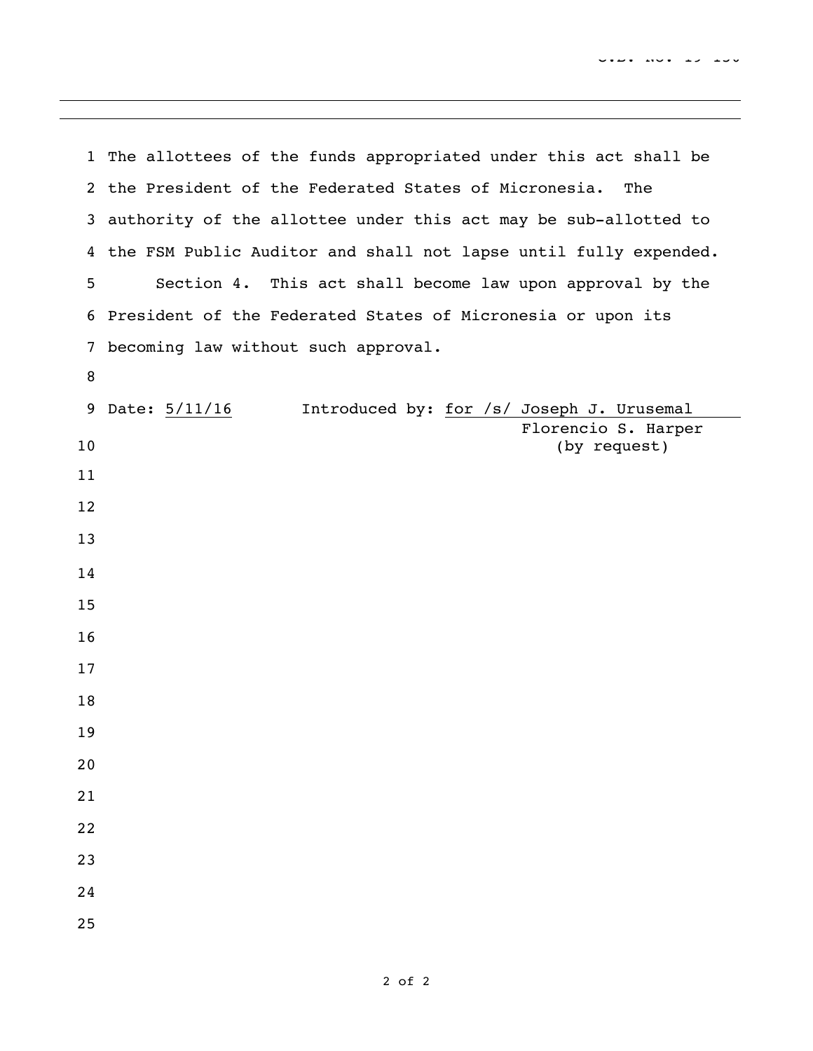The allottees of the funds appropriated under this act shall be the President of the Federated States of Micronesia. The authority of the allottee under this act may be sub-allotted to the FSM Public Auditor and shall not lapse until fully expended.

Section 4. This act shall become law upon approval by the President of the Federated States of Micronesia or upon its becoming law without such approval.

Date: 5/11/16 Introduced by: for /s/ Joseph J. Urusemal

Florencio S. Harper
(by request)